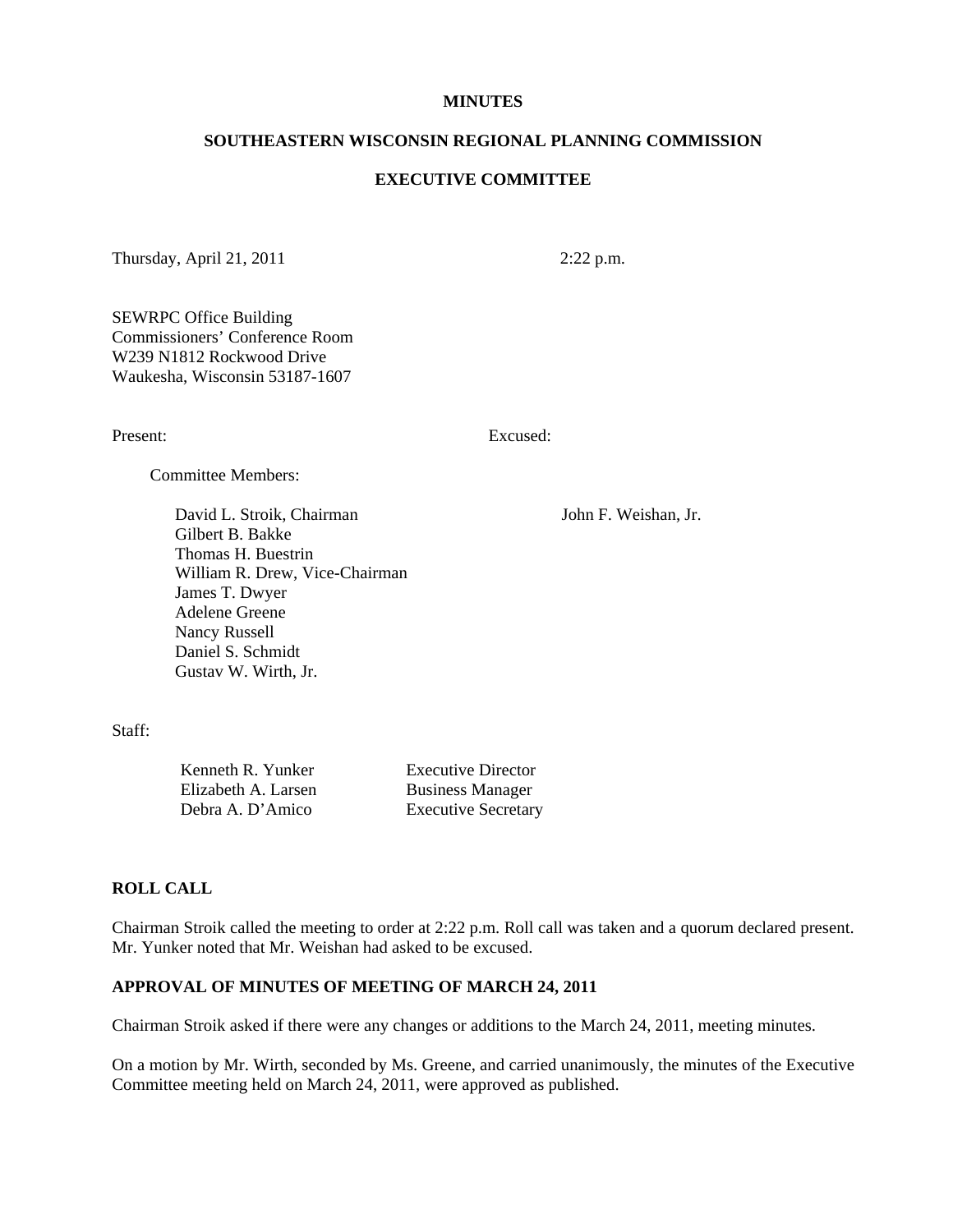# MINUTES

## SOUTHEASTERN WISCONSIN REGIONAL PLANNING COMMISSION

## EXECUTIVE COMMITTEE

Thursday, April 21, 2011 2:22 p.m.

SEWRPC Office Building
Commissioners' Conference Room
W239 N1812 Rockwood Drive
Waukesha, Wisconsin 53187-1607

| Present: | Excused: |
|---|---|
| Committee Members: | |
| David L. Stroik, Chairman | John F. Weishan, Jr. |
| Gilbert B. Bakke | |
| Thomas H. Buestrin | |
| William R. Drew, Vice-Chairman | |
| James T. Dwyer | |
| Adelene Greene | |
| Nancy Russell | |
| Daniel S. Schmidt | |
| Gustav W. Wirth, Jr. | |

Staff:

| | |
|---|---|
| Kenneth R. Yunker | Executive Director |
| Elizabeth A. Larsen | Business Manager |
| Debra A. D'Amico | Executive Secretary |

**ROLL CALL**

Chairman Stroik called the meeting to order at 2:22 p.m. Roll call was taken and a quorum declared present. Mr. Yunker noted that Mr. Weishan had asked to be excused.

**APPROVAL OF MINUTES OF MEETING OF MARCH 24, 2011**

Chairman Stroik asked if there were any changes or additions to the March 24, 2011, meeting minutes.

On a motion by Mr. Wirth, seconded by Ms. Greene, and carried unanimously, the minutes of the Executive Committee meeting held on March 24, 2011, were approved as published.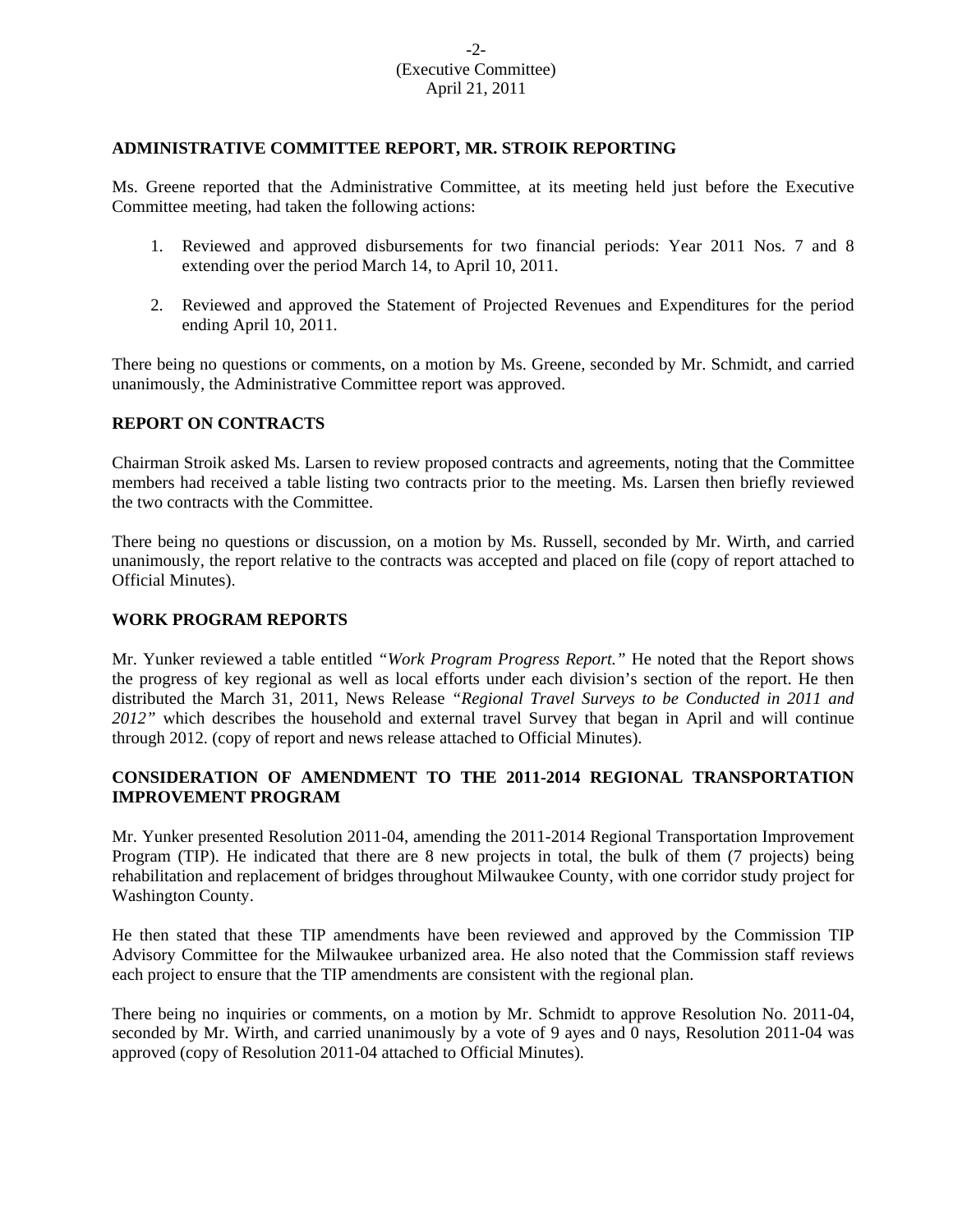## ADMINISTRATIVE COMMITTEE REPORT, MR. STROIK REPORTING

Ms. Greene reported that the Administrative Committee, at its meeting held just before the Executive Committee meeting, had taken the following actions:

1. Reviewed and approved disbursements for two financial periods: Year 2011 Nos. 7 and 8 extending over the period March 14, to April 10, 2011.

2. Reviewed and approved the Statement of Projected Revenues and Expenditures for the period ending April 10, 2011.

There being no questions or comments, on a motion by Ms. Greene, seconded by Mr. Schmidt, and carried unanimously, the Administrative Committee report was approved.

## REPORT ON CONTRACTS

Chairman Stroik asked Ms. Larsen to review proposed contracts and agreements, noting that the Committee members had received a table listing two contracts prior to the meeting. Ms. Larsen then briefly reviewed the two contracts with the Committee.

There being no questions or discussion, on a motion by Ms. Russell, seconded by Mr. Wirth, and carried unanimously, the report relative to the contracts was accepted and placed on file (copy of report attached to Official Minutes).

## WORK PROGRAM REPORTS

Mr. Yunker reviewed a table entitled *"Work Program Progress Report."* He noted that the Report shows the progress of key regional as well as local efforts under each division's section of the report. He then distributed the March 31, 2011, News Release *"Regional Travel Surveys to be Conducted in 2011 and 2012"* which describes the household and external travel Survey that began in April and will continue through 2012. (copy of report and news release attached to Official Minutes).

## CONSIDERATION OF AMENDMENT TO THE 2011-2014 REGIONAL TRANSPORTATION IMPROVEMENT PROGRAM

Mr. Yunker presented Resolution 2011-04, amending the 2011-2014 Regional Transportation Improvement Program (TIP). He indicated that there are 8 new projects in total, the bulk of them (7 projects) being rehabilitation and replacement of bridges throughout Milwaukee County, with one corridor study project for Washington County.

He then stated that these TIP amendments have been reviewed and approved by the Commission TIP Advisory Committee for the Milwaukee urbanized area. He also noted that the Commission staff reviews each project to ensure that the TIP amendments are consistent with the regional plan.

There being no inquiries or comments, on a motion by Mr. Schmidt to approve Resolution No. 2011-04, seconded by Mr. Wirth, and carried unanimously by a vote of 9 ayes and 0 nays, Resolution 2011-04 was approved (copy of Resolution 2011-04 attached to Official Minutes).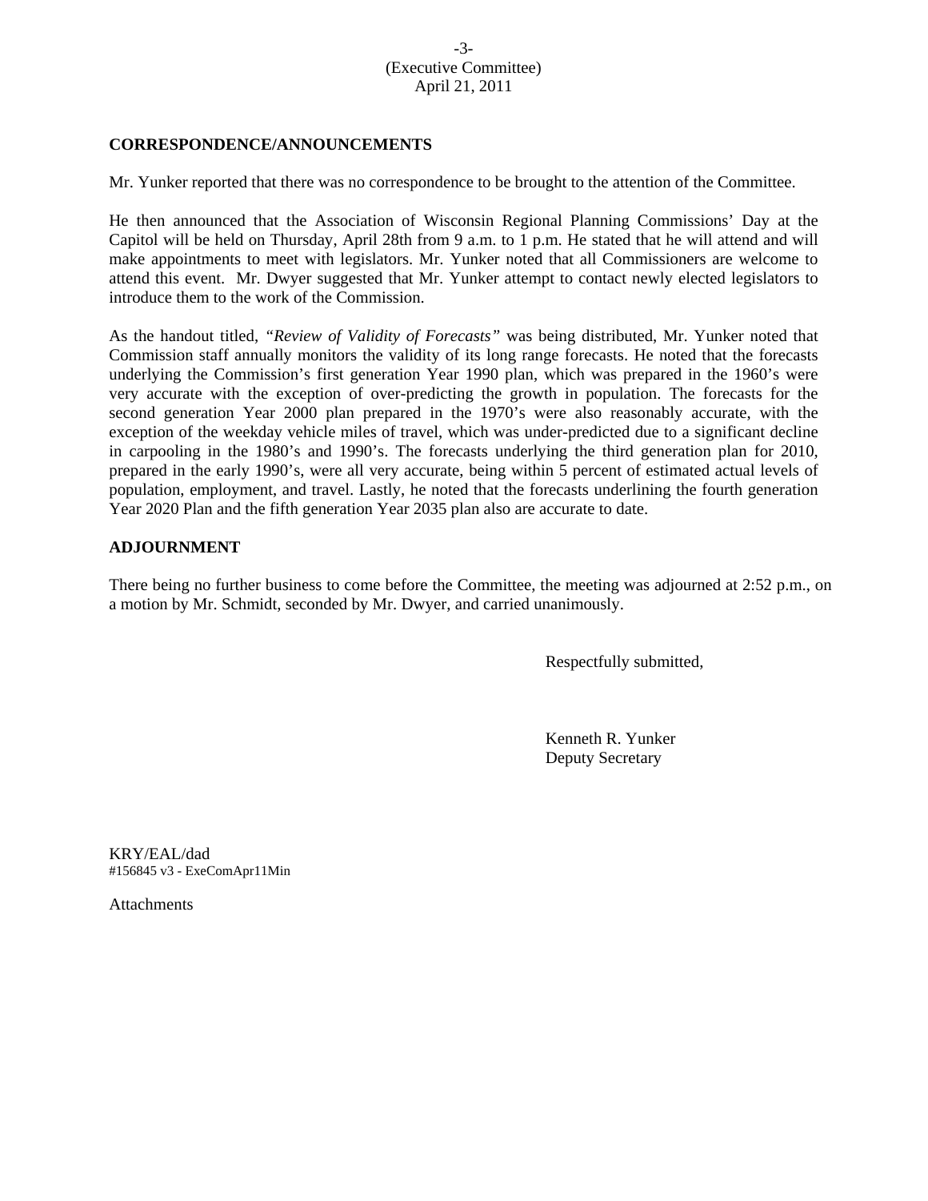## CORRESPONDENCE/ANNOUNCEMENTS

Mr. Yunker reported that there was no correspondence to be brought to the attention of the Committee.

He then announced that the Association of Wisconsin Regional Planning Commissions' Day at the Capitol will be held on Thursday, April 28th from 9 a.m. to 1 p.m. He stated that he will attend and will make appointments to meet with legislators. Mr. Yunker noted that all Commissioners are welcome to attend this event. Mr. Dwyer suggested that Mr. Yunker attempt to contact newly elected legislators to introduce them to the work of the Commission.

As the handout titled, *"Review of Validity of Forecasts"* was being distributed, Mr. Yunker noted that Commission staff annually monitors the validity of its long range forecasts. He noted that the forecasts underlying the Commission's first generation Year 1990 plan, which was prepared in the 1960's were very accurate with the exception of over-predicting the growth in population. The forecasts for the second generation Year 2000 plan prepared in the 1970's were also reasonably accurate, with the exception of the weekday vehicle miles of travel, which was under-predicted due to a significant decline in carpooling in the 1980's and 1990's. The forecasts underlying the third generation plan for 2010, prepared in the early 1990's, were all very accurate, being within 5 percent of estimated actual levels of population, employment, and travel. Lastly, he noted that the forecasts underlining the fourth generation Year 2020 Plan and the fifth generation Year 2035 plan also are accurate to date.

## ADJOURNMENT

There being no further business to come before the Committee, the meeting was adjourned at 2:52 p.m., on a motion by Mr. Schmidt, seconded by Mr. Dwyer, and carried unanimously.

Respectfully submitted,

Kenneth R. Yunker
Deputy Secretary

KRY/EAL/dad
#156845 v3 - ExeComApr11Min

Attachments